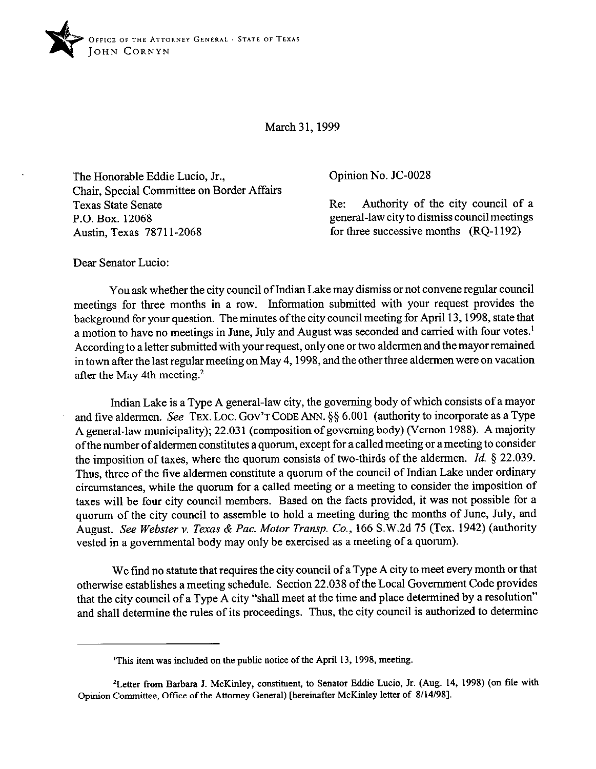OFFICE OF THE ATTORNEY GENERAL · STATE OF TEXAS
JOHN CORNYN

March 31, 1999

The Honorable Eddie Lucio, Jr.,
Chair, Special Committee on Border Affairs
Texas State Senate
P.O. Box. 12068
Austin, Texas 78711-2068

Opinion No. JC-0028

Re: Authority of the city council of a general-law city to dismiss council meetings for three successive months (RQ-1192)

Dear Senator Lucio:

You ask whether the city council of Indian Lake may dismiss or not convene regular council meetings for three months in a row. Information submitted with your request provides the background for your question. The minutes of the city council meeting for April 13, 1998, state that a motion to have no meetings in June, July and August was seconded and carried with four votes.[1] According to a letter submitted with your request, only one or two aldermen and the mayor remained in town after the last regular meeting on May 4, 1998, and the other three aldermen were on vacation after the May 4th meeting.[2]

Indian Lake is a Type A general-law city, the governing body of which consists of a mayor and five aldermen. *See* TEX. LOC. GOV'T CODE ANN. §§ 6.001 (authority to incorporate as a Type A general-law municipality); 22.031 (composition of governing body) (Vernon 1988). A majority of the number of aldermen constitutes a quorum, except for a called meeting or a meeting to consider the imposition of taxes, where the quorum consists of two-thirds of the aldermen. *Id.* § 22.039. Thus, three of the five aldermen constitute a quorum of the council of Indian Lake under ordinary circumstances, while the quorum for a called meeting or a meeting to consider the imposition of taxes will be four city council members. Based on the facts provided, it was not possible for a quorum of the city council to assemble to hold a meeting during the months of June, July, and August. *See Webster v. Texas & Pac. Motor Transp. Co.*, 166 S.W.2d 75 (Tex. 1942) (authority vested in a governmental body may only be exercised as a meeting of a quorum).

We find no statute that requires the city council of a Type A city to meet every month or that otherwise establishes a meeting schedule. Section 22.038 of the Local Government Code provides that the city council of a Type A city "shall meet at the time and place determined by a resolution" and shall determine the rules of its proceedings. Thus, the city council is authorized to determine

---

[1] This item was included on the public notice of the April 13, 1998, meeting.

[2] Letter from Barbara J. McKinley, constituent, to Senator Eddie Lucio, Jr. (Aug. 14, 1998) (on file with Opinion Committee, Office of the Attorney General) [hereinafter McKinley letter of 8/14/98].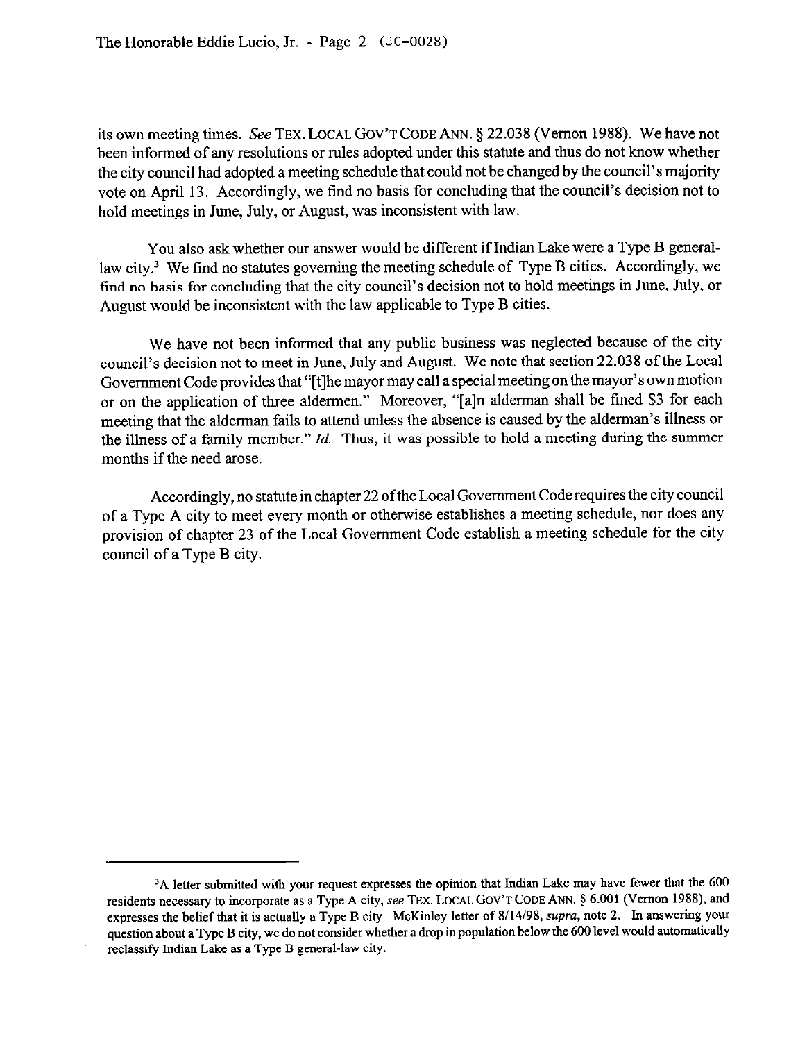its own meeting times. *See* TEX. LOCAL GOV'T CODE ANN. § 22.038 (Vernon 1988). We have not been informed of any resolutions or rules adopted under this statute and thus do not know whether the city council had adopted a meeting schedule that could not be changed by the council's majority vote on April 13. Accordingly, we find no basis for concluding that the council's decision not to hold meetings in June, July, or August, was inconsistent with law.

You also ask whether our answer would be different if Indian Lake were a Type B general-law city.[3] We find no statutes governing the meeting schedule of Type B cities. Accordingly, we find no basis for concluding that the city council's decision not to hold meetings in June, July, or August would be inconsistent with the law applicable to Type B cities.

We have not been informed that any public business was neglected because of the city council's decision not to meet in June, July and August. We note that section 22.038 of the Local Government Code provides that "[t]he mayor may call a special meeting on the mayor's own motion or on the application of three aldermen." Moreover, "[a]n alderman shall be fined $3 for each meeting that the alderman fails to attend unless the absence is caused by the alderman's illness or the illness of a family member." *Id.* Thus, it was possible to hold a meeting during the summer months if the need arose.

Accordingly, no statute in chapter 22 of the Local Government Code requires the city council of a Type A city to meet every month or otherwise establishes a meeting schedule, nor does any provision of chapter 23 of the Local Government Code establish a meeting schedule for the city council of a Type B city.

---

[3]A letter submitted with your request expresses the opinion that Indian Lake may have fewer that the 600 residents necessary to incorporate as a Type A city, *see* TEX. LOCAL GOV'T CODE ANN. § 6.001 (Vernon 1988), and expresses the belief that it is actually a Type B city. McKinley letter of 8/14/98, *supra*, note 2. In answering your question about a Type B city, we do not consider whether a drop in population below the 600 level would automatically reclassify Indian Lake as a Type B general-law city.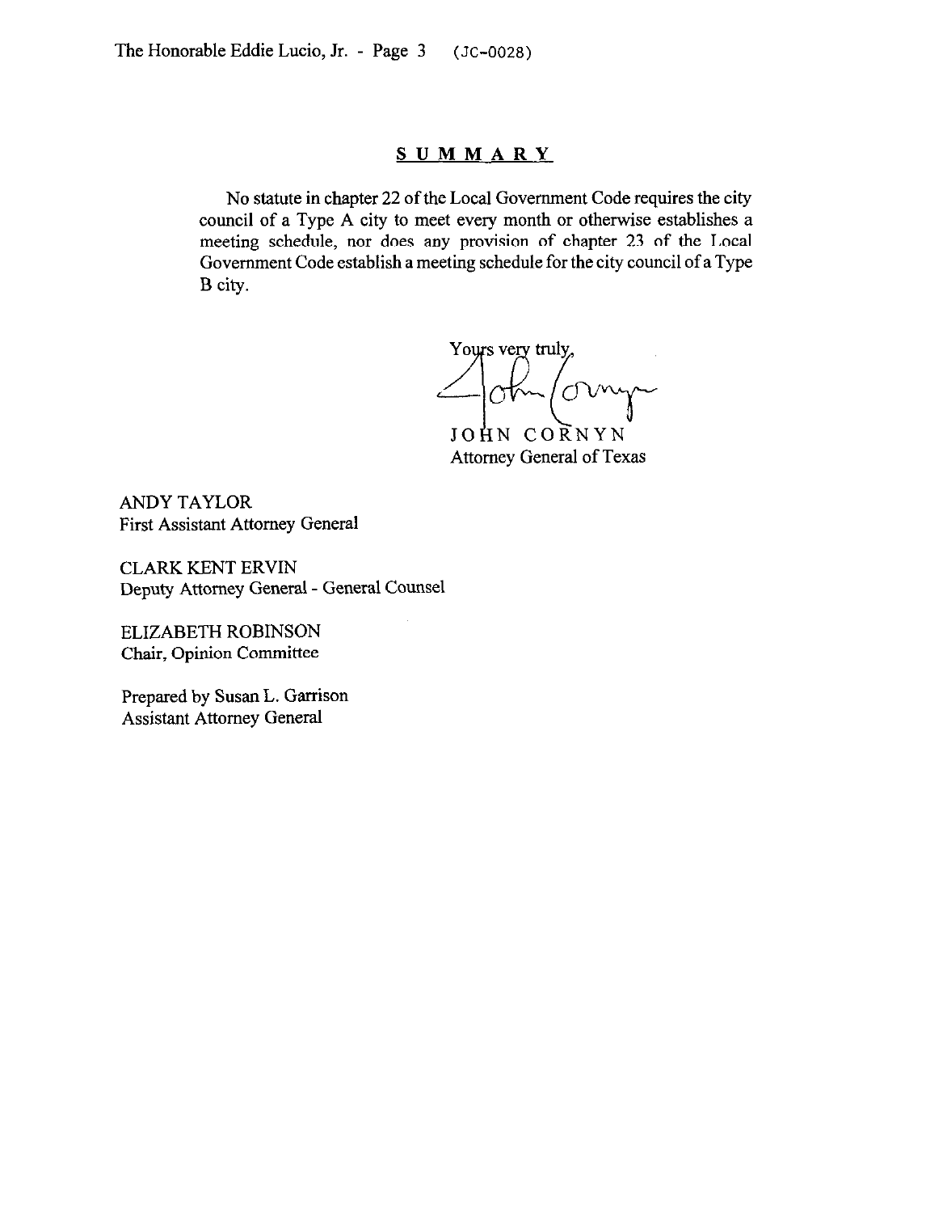## SUMMARY

No statute in chapter 22 of the Local Government Code requires the city council of a Type A city to meet every month or otherwise establishes a meeting schedule, nor does any provision of chapter 23 of the Local Government Code establish a meeting schedule for the city council of a Type B city.

Yours very truly,

JOHN CORNYN
Attorney General of Texas

ANDY TAYLOR
First Assistant Attorney General

CLARK KENT ERVIN
Deputy Attorney General - General Counsel

ELIZABETH ROBINSON
Chair, Opinion Committee

Prepared by Susan L. Garrison
Assistant Attorney General